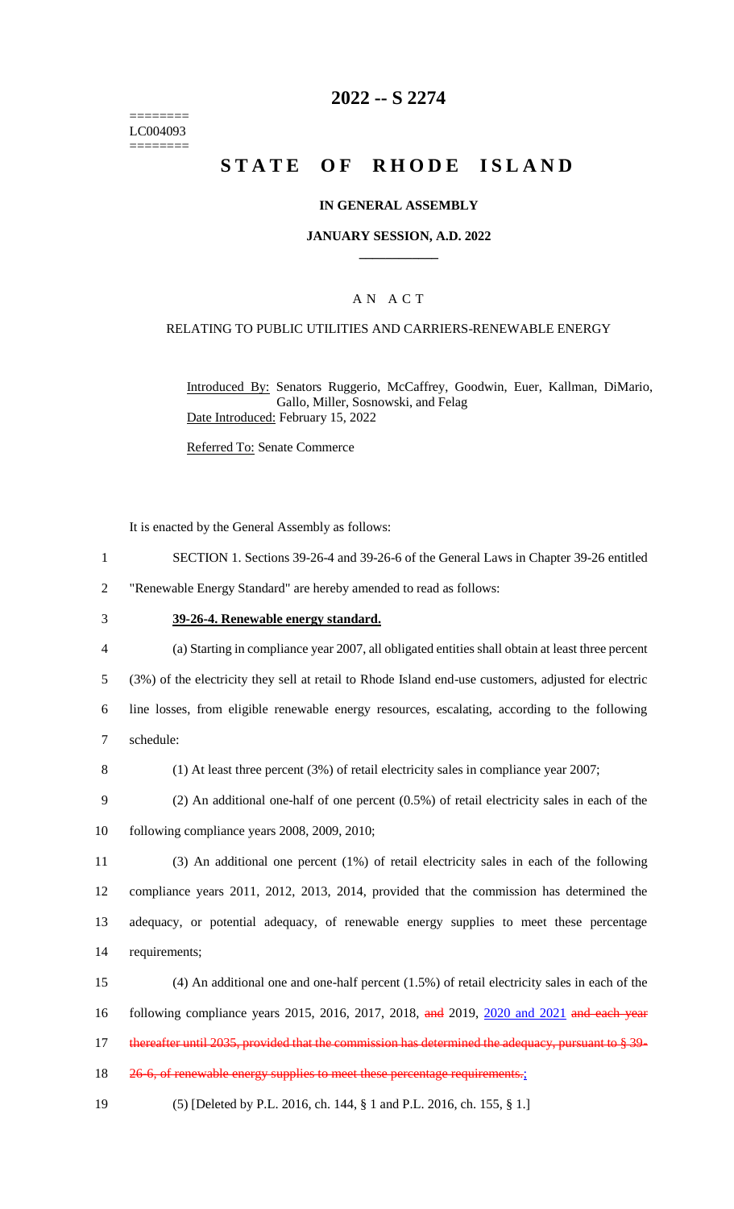========
LC004093
========

# 2022 -- S 2274

# STATE OF RHODE ISLAND

## IN GENERAL ASSEMBLY

### JANUARY SESSION, A.D. 2022

## A N A C T

### RELATING TO PUBLIC UTILITIES AND CARRIERS-RENEWABLE ENERGY

Introduced By: Senators Ruggerio, McCaffrey, Goodwin, Euer, Kallman, DiMario, Gallo, Miller, Sosnowski, and Felag

Date Introduced: February 15, 2022

Referred To: Senate Commerce

It is enacted by the General Assembly as follows:

1 SECTION 1. Sections 39-26-4 and 39-26-6 of the General Laws in Chapter 39-26 entitled
2 "Renewable Energy Standard" are hereby amended to read as follows:

3 **39-26-4. Renewable energy standard.**

4 (a) Starting in compliance year 2007, all obligated entities shall obtain at least three percent
5 (3%) of the electricity they sell at retail to Rhode Island end-use customers, adjusted for electric
6 line losses, from eligible renewable energy resources, escalating, according to the following
7 schedule:

8 (1) At least three percent (3%) of retail electricity sales in compliance year 2007;

9 (2) An additional one-half of one percent (0.5%) of retail electricity sales in each of the
10 following compliance years 2008, 2009, 2010;

11 (3) An additional one percent (1%) of retail electricity sales in each of the following
12 compliance years 2011, 2012, 2013, 2014, provided that the commission has determined the
13 adequacy, or potential adequacy, of renewable energy supplies to meet these percentage
14 requirements;

15 (4) An additional one and one-half percent (1.5%) of retail electricity sales in each of the
16 following compliance years 2015, 2016, 2017, 2018, ~~and~~ 2019, 2020 and 2021 ~~and each year~~
17 ~~thereafter until 2035, provided that the commission has determined the adequacy, pursuant to § 39-~~
18 ~~26-6, of renewable energy supplies to meet these percentage requirements.~~;

19 (5) [Deleted by P.L. 2016, ch. 144, § 1 and P.L. 2016, ch. 155, § 1.]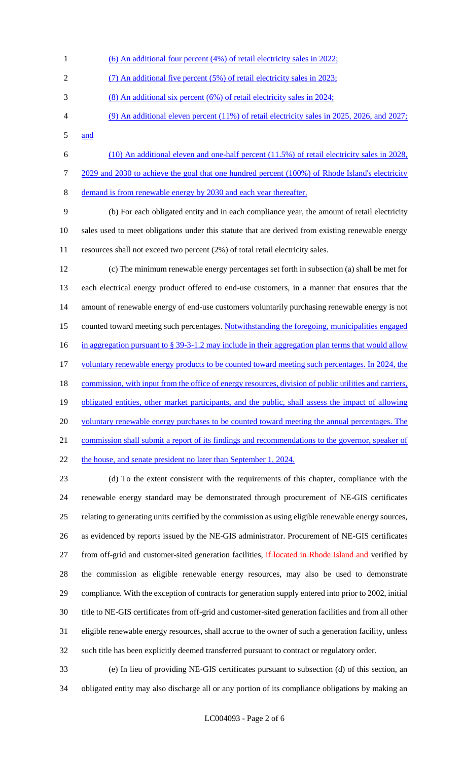(6) An additional four percent (4%) of retail electricity sales in 2022;

(7) An additional five percent (5%) of retail electricity sales in 2023;

(8) An additional six percent (6%) of retail electricity sales in 2024;

(9) An additional eleven percent (11%) of retail electricity sales in 2025, 2026, and 2027; and

(10) An additional eleven and one-half percent (11.5%) of retail electricity sales in 2028, 2029 and 2030 to achieve the goal that one hundred percent (100%) of Rhode Island's electricity demand is from renewable energy by 2030 and each year thereafter.

(b) For each obligated entity and in each compliance year, the amount of retail electricity sales used to meet obligations under this statute that are derived from existing renewable energy resources shall not exceed two percent (2%) of total retail electricity sales.

(c) The minimum renewable energy percentages set forth in subsection (a) shall be met for each electrical energy product offered to end-use customers, in a manner that ensures that the amount of renewable energy of end-use customers voluntarily purchasing renewable energy is not counted toward meeting such percentages. Notwithstanding the foregoing, municipalities engaged in aggregation pursuant to § 39-3-1.2 may include in their aggregation plan terms that would allow voluntary renewable energy products to be counted toward meeting such percentages. In 2024, the commission, with input from the office of energy resources, division of public utilities and carriers, obligated entities, other market participants, and the public, shall assess the impact of allowing voluntary renewable energy purchases to be counted toward meeting the annual percentages. The commission shall submit a report of its findings and recommendations to the governor, speaker of the house, and senate president no later than September 1, 2024.

(d) To the extent consistent with the requirements of this chapter, compliance with the renewable energy standard may be demonstrated through procurement of NE-GIS certificates relating to generating units certified by the commission as using eligible renewable energy sources, as evidenced by reports issued by the NE-GIS administrator. Procurement of NE-GIS certificates from off-grid and customer-sited generation facilities, ~~if located in Rhode Island and~~ verified by the commission as eligible renewable energy resources, may also be used to demonstrate compliance. With the exception of contracts for generation supply entered into prior to 2002, initial title to NE-GIS certificates from off-grid and customer-sited generation facilities and from all other eligible renewable energy resources, shall accrue to the owner of such a generation facility, unless such title has been explicitly deemed transferred pursuant to contract or regulatory order.

(e) In lieu of providing NE-GIS certificates pursuant to subsection (d) of this section, an obligated entity may also discharge all or any portion of its compliance obligations by making an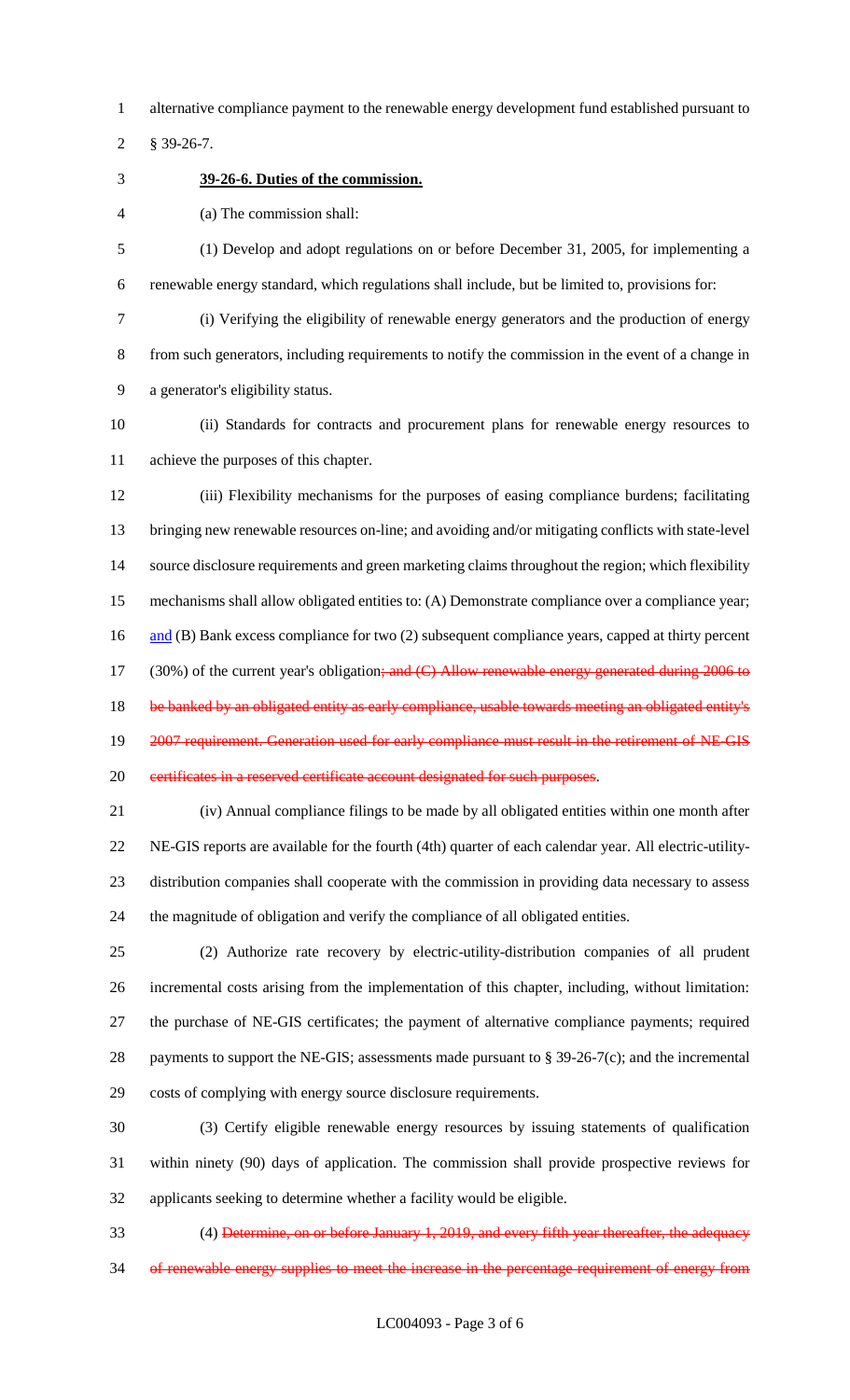alternative compliance payment to the renewable energy development fund established pursuant to § 39-26-7.

**39-26-6. Duties of the commission.**

(a) The commission shall:

(1) Develop and adopt regulations on or before December 31, 2005, for implementing a renewable energy standard, which regulations shall include, but be limited to, provisions for:

(i) Verifying the eligibility of renewable energy generators and the production of energy from such generators, including requirements to notify the commission in the event of a change in a generator's eligibility status.

(ii) Standards for contracts and procurement plans for renewable energy resources to achieve the purposes of this chapter.

(iii) Flexibility mechanisms for the purposes of easing compliance burdens; facilitating bringing new renewable resources on-line; and avoiding and/or mitigating conflicts with state-level source disclosure requirements and green marketing claims throughout the region; which flexibility mechanisms shall allow obligated entities to: (A) Demonstrate compliance over a compliance year; <u>and</u> (B) Bank excess compliance for two (2) subsequent compliance years, capped at thirty percent (30%) of the current year's obligation~~; and (C) Allow renewable energy generated during 2006 to be banked by an obligated entity as early compliance, usable towards meeting an obligated entity's 2007 requirement. Generation used for early compliance must result in the retirement of NE-GIS certificates in a reserved certificate account designated for such purposes~~.

(iv) Annual compliance filings to be made by all obligated entities within one month after NE-GIS reports are available for the fourth (4th) quarter of each calendar year. All electric-utility-distribution companies shall cooperate with the commission in providing data necessary to assess the magnitude of obligation and verify the compliance of all obligated entities.

(2) Authorize rate recovery by electric-utility-distribution companies of all prudent incremental costs arising from the implementation of this chapter, including, without limitation: the purchase of NE-GIS certificates; the payment of alternative compliance payments; required payments to support the NE-GIS; assessments made pursuant to § 39-26-7(c); and the incremental costs of complying with energy source disclosure requirements.

(3) Certify eligible renewable energy resources by issuing statements of qualification within ninety (90) days of application. The commission shall provide prospective reviews for applicants seeking to determine whether a facility would be eligible.

(4) ~~Determine, on or before January 1, 2019, and every fifth year thereafter, the adequacy of renewable energy supplies to meet the increase in the percentage requirement of energy from~~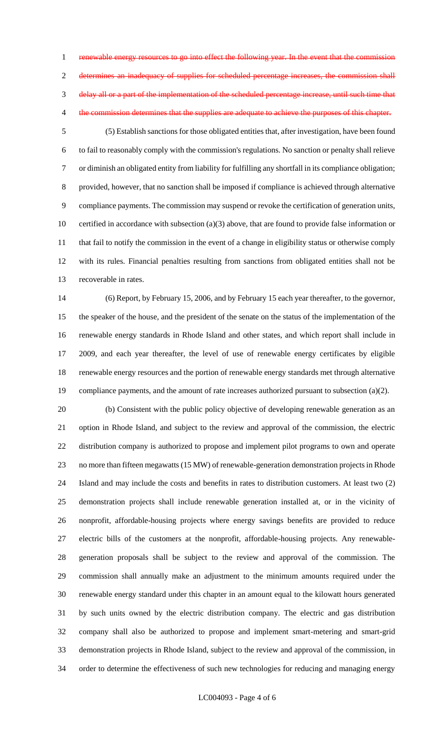renewable energy resources to go into effect the following year. In the event that the commission determines an inadequacy of supplies for scheduled percentage increases, the commission shall delay all or a part of the implementation of the scheduled percentage increase, until such time that the commission determines that the supplies are adequate to achieve the purposes of this chapter.

(5) Establish sanctions for those obligated entities that, after investigation, have been found to fail to reasonably comply with the commission's regulations. No sanction or penalty shall relieve or diminish an obligated entity from liability for fulfilling any shortfall in its compliance obligation; provided, however, that no sanction shall be imposed if compliance is achieved through alternative compliance payments. The commission may suspend or revoke the certification of generation units, certified in accordance with subsection (a)(3) above, that are found to provide false information or that fail to notify the commission in the event of a change in eligibility status or otherwise comply with its rules. Financial penalties resulting from sanctions from obligated entities shall not be recoverable in rates.

(6) Report, by February 15, 2006, and by February 15 each year thereafter, to the governor, the speaker of the house, and the president of the senate on the status of the implementation of the renewable energy standards in Rhode Island and other states, and which report shall include in 2009, and each year thereafter, the level of use of renewable energy certificates by eligible renewable energy resources and the portion of renewable energy standards met through alternative compliance payments, and the amount of rate increases authorized pursuant to subsection (a)(2).

(b) Consistent with the public policy objective of developing renewable generation as an option in Rhode Island, and subject to the review and approval of the commission, the electric distribution company is authorized to propose and implement pilot programs to own and operate no more than fifteen megawatts (15 MW) of renewable-generation demonstration projects in Rhode Island and may include the costs and benefits in rates to distribution customers. At least two (2) demonstration projects shall include renewable generation installed at, or in the vicinity of nonprofit, affordable-housing projects where energy savings benefits are provided to reduce electric bills of the customers at the nonprofit, affordable-housing projects. Any renewable-generation proposals shall be subject to the review and approval of the commission. The commission shall annually make an adjustment to the minimum amounts required under the renewable energy standard under this chapter in an amount equal to the kilowatt hours generated by such units owned by the electric distribution company. The electric and gas distribution company shall also be authorized to propose and implement smart-metering and smart-grid demonstration projects in Rhode Island, subject to the review and approval of the commission, in order to determine the effectiveness of such new technologies for reducing and managing energy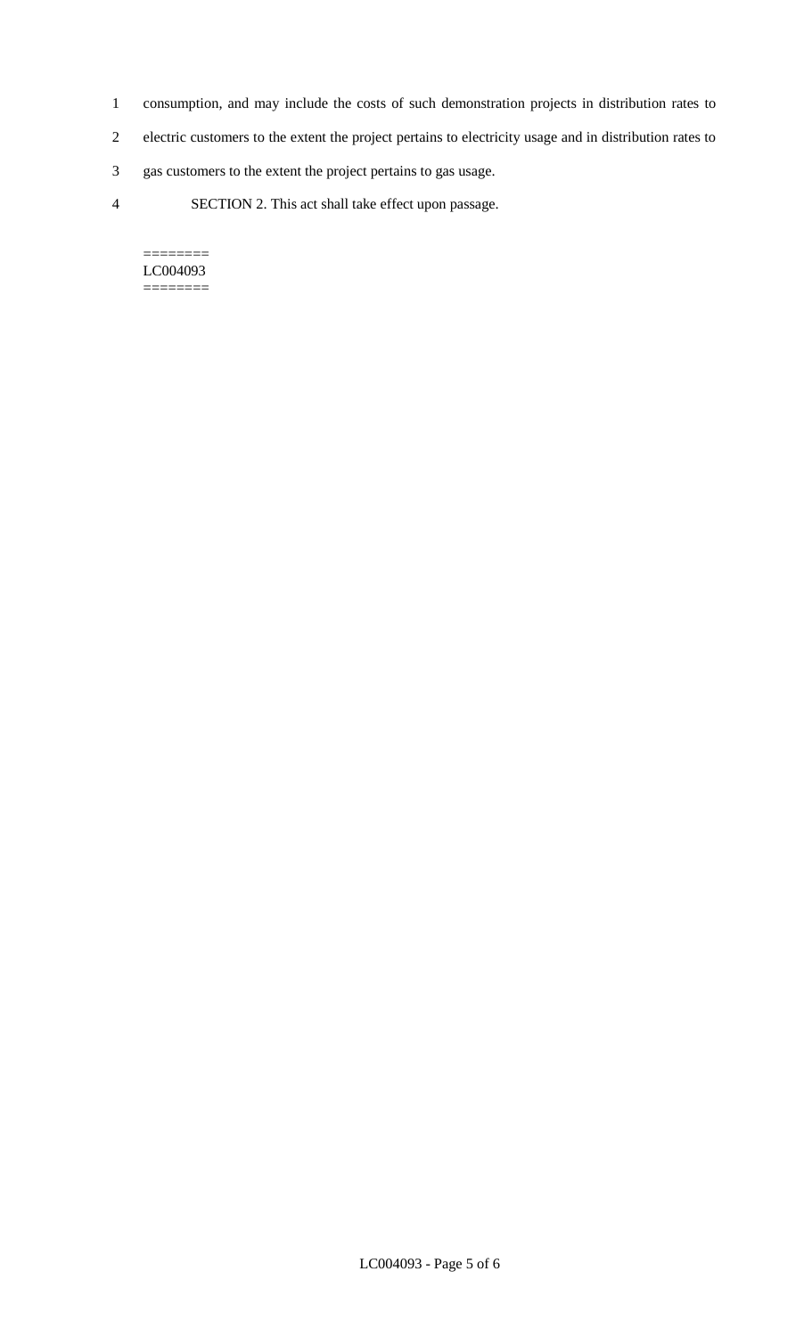consumption, and may include the costs of such demonstration projects in distribution rates to electric customers to the extent the project pertains to electricity usage and in distribution rates to gas customers to the extent the project pertains to gas usage.

SECTION 2. This act shall take effect upon passage.

========
LC004093
========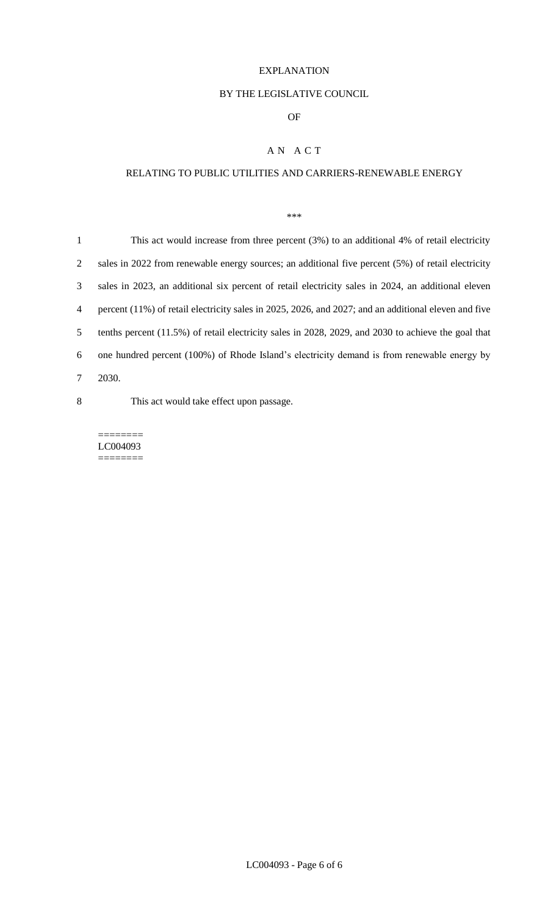EXPLANATION

BY THE LEGISLATIVE COUNCIL

OF

A N A C T

RELATING TO PUBLIC UTILITIES AND CARRIERS-RENEWABLE ENERGY

\*\*\*

This act would increase from three percent (3%) to an additional 4% of retail electricity sales in 2022 from renewable energy sources; an additional five percent (5%) of retail electricity sales in 2023, an additional six percent of retail electricity sales in 2024, an additional eleven percent (11%) of retail electricity sales in 2025, 2026, and 2027; and an additional eleven and five tenths percent (11.5%) of retail electricity sales in 2028, 2029, and 2030 to achieve the goal that one hundred percent (100%) of Rhode Island's electricity demand is from renewable energy by 2030.

This act would take effect upon passage.

========
LC004093
========